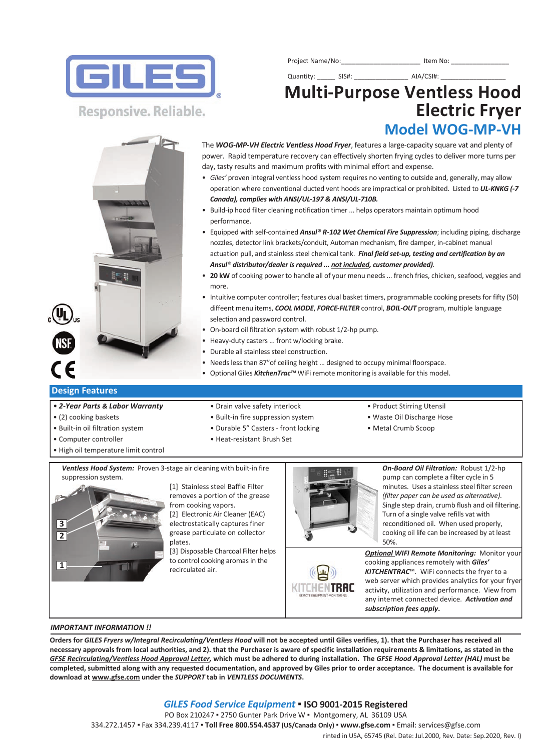# GILES

Responsive. Reliable.

Project Name/No:_____________________ Item No: _______________

Quantity: _____ SIS#: ______________ AIA/CSI#: ________________

# Multi-Purpose Ventless Hood Electric Fryer

## Model WOG-MP-VH

The ***WOG-MP-VH Electric Ventless Hood Fryer***, features a large-capacity square vat and plenty of power. Rapid temperature recovery can effectively shorten frying cycles to deliver more turns per day, tasty results and maximum profits with minimal effort and expense.

- *Giles'* proven integral ventless hood system requires no venting to outside and, generally, may allow operation where conventional ducted vent hoods are impractical or prohibited. Listed to ***UL-KNKG (-7 Canada), complies with ANSI/UL-197 & ANSI/UL-710B.***
- Build-ip hood filter cleaning notification timer ... helps operators maintain optimum hood performance.
- Equipped with self-contained ***Ansul® R-102 Wet Chemical Fire Suppression***; including piping, discharge nozzles, detector link brackets/conduit, Automan mechanism, fire damper, in-cabinet manual actuation pull, and stainless steel chemical tank. ***Final field set-up, testing and certification by an Ansul® distributor/dealer is required ... not included, customer provided)***.
- **20 kW** of cooking power to handle all of your menu needs ... french fries, chicken, seafood, veggies and more.
- Intuitive computer controller; features dual basket timers, programmable cooking presets for fifty (50) diffeent menu items, ***COOL MODE***, ***FORCE-FILTER*** control, ***BOIL-OUT*** program, multiple language selection and password control.
- On-board oil filtration system with robust 1/2-hp pump.
- Heavy-duty casters ... front w/locking brake.
- Durable all stainless steel construction.
- Needs less than 87"of ceiling height ... designed to occupy minimal floorspace.
- Optional Giles ***KitchenTrac™*** WiFi remote monitoring is available for this model.

## Design Features

- ***2-Year Parts & Labor Warranty***
- (2) cooking baskets
- Built-in oil filtration system
- Computer controller
- High oil temperature limit control
- Drain valve safety interlock
- Built-in fire suppression system
- Durable 5" Casters - front locking
- Heat-resistant Brush Set
- Product Stirring Utensil
- Waste Oil Discharge Hose
- Metal Crumb Scoop

***Ventless Hood System:*** Proven 3-stage air cleaning with built-in fire suppression system.

[1] Stainless steel Baffle Filter removes a portion of the grease from cooking vapors.
[2] Electronic Air Cleaner (EAC) electrostatically captures finer grease particulate on collector plates.
[3] Disposable Charcoal Filter helps to control cooking aromas in the recirculated air.

***On-Board Oil Filtration:*** Robust 1/2-hp pump can complete a filter cycle in 5 minutes. Uses a stainless steel filter screen *(filter paper can be used as alternative)*. Single step drain, crumb flush and oil filtering. Turn of a single valve refills vat with reconditioned oil. When used properly, cooking oil life can be increased by at least 50%.

***Optional WIFI Remote Monitoring:*** Monitor your cooking appliances remotely with ***Giles' KITCHENTRAC™***. WiFi connects the fryer to a web server which provides analytics for your fryer activity, utilization and performance. View from any internet connected device. ***Activation and subscription fees apply.***

***IMPORTANT INFORMATION !!***

**Orders for *GILES Fryers w/Integral Recirculating/Ventless Hood* will not be accepted until Giles verifies, 1). that the Purchaser has received all necessary approvals from local authorities, and 2). that the Purchaser is aware of specific installation requirements & limitations, as stated in the *GFSE Recirculating/Ventless Hood Approval Letter*, which must be adhered to during installation. The *GFSE Hood Approval Letter (HAL)* must be completed, submitted along with any requested documentation, and approved by Giles prior to order acceptance. The document is available for download at www.gfse.com under the *SUPPORT* tab in *VENTLESS DOCUMENTS*.**

***GILES Food Service Equipment*** ▪ **ISO 9001-2015 Registered**
PO Box 210247 ▪ 2750 Gunter Park Drive W ▪ Montgomery, AL 36109 USA
334.272.1457 ▪ Fax 334.239.4117 ▪ **Toll Free 800.554.4537 (US/Canada Only)** ▪ **www.gfse.com** ▪ Email: services@gfse.com
rinted in USA, 65745 (Rel. Date: Jul.2000, Rev. Date: Sep.2020, Rev. I)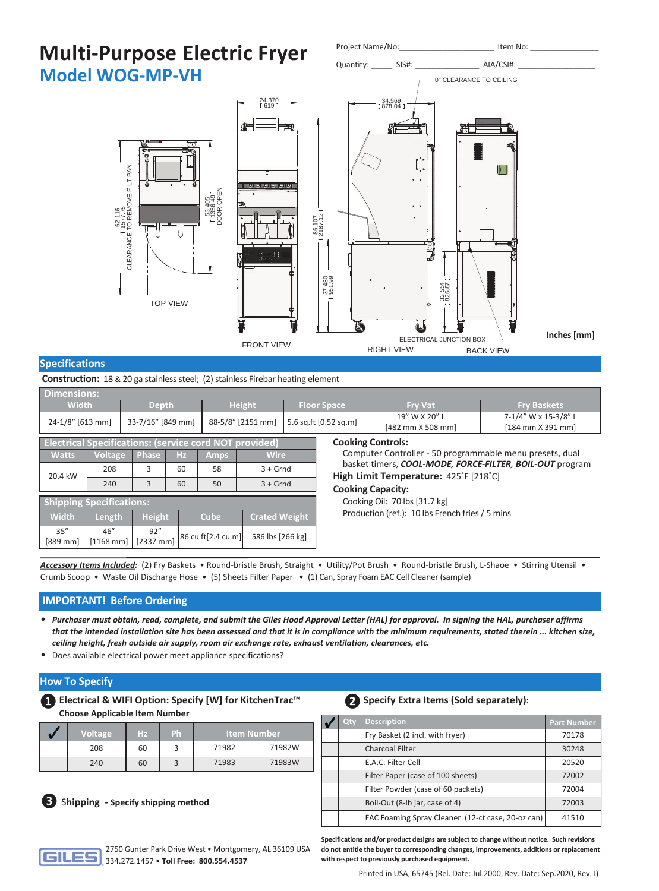# Multi-Purpose Electric Fryer

## Model WOG-MP-VH

Project Name/No:_____________________ Item No: _______________

Quantity: _____ SIS#: _______________ AIA/CSI#: __________________

0" CLEARANCE TO CEILING

24.370 [ 619 ]

34.569 [ 878.04 ]

62.116 [ 1577.75 ] CLEARANCE TO REMOVE FILT PAN

53.405 [ 1356.49 ] DOOR OPEN

86.107 [ 2187.12 ]

37.480 [ 951.99 ]

32.554 [ 826.87 ]

TOP VIEW

FRONT VIEW

RIGHT VIEW

BACK VIEW

ELECTRICAL JUNCTION BOX

Inches [mm]

## Specifications

**Construction:** 18 & 20 ga stainless steel; (2) stainless Firebar heating element

| Dimensions: | | | | | |
|---|---|---|---|---|---|
| **Width** | **Depth** | **Height** | **Floor Space** | **Fry Vat** | **Fry Baskets** |
| 24-1/8" [613 mm] | 33-7/16" [849 mm] | 88-5/8" [2151 mm] | 5.6 sq.ft [0.52 sq.m] | 19" W X 20" L [482 mm X 508 mm] | 7-1/4" W x 15-3/8" L [184 mm X 391 mm] |

| Electrical Specifications: (service cord NOT provided) | | | | | |
|---|---|---|---|---|---|
| **Watts** | **Voltage** | **Phase** | **Hz** | **Amps** | **Wire** |
| 20.4 kW | 208 | 3 | 60 | 58 | 3 + Grnd |
| | 240 | 3 | 60 | 50 | 3 + Grnd |

| Shipping Specifications: | | | | |
|---|---|---|---|---|
| **Width** | **Length** | **Height** | **Cube** | **Crated Weight** |
| 35" [889 mm] | 46" [1168 mm] | 92" [2337 mm] | 86 cu ft[2.4 cu m] | 586 lbs [266 kg] |

**Cooking Controls:**
Computer Controller - 50 programmable menu presets, dual basket timers, ***COOL-MODE, FORCE-FILTER, BOIL-OUT*** program

**High Limit Temperature:** 425˚F [218˚C]

**Cooking Capacity:**
Cooking Oil: 70 lbs [31.7 kg]
Production (ref.): 10 lbs French fries / 5 mins

***Accessory Items Included:*** (2) Fry Baskets • Round-bristle Brush, Straight • Utility/Pot Brush • Round-bristle Brush, L-Shaoe • Stirring Utensil • Crumb Scoop • Waste Oil Discharge Hose • (5) Sheets Filter Paper • (1) Can, Spray Foam EAC Cell Cleaner (sample)

## IMPORTANT! Before Ordering

- ***Purchaser must obtain, read, complete, and submit the Giles Hood Approval Letter (HAL) for approval. In signing the HAL, purchaser affirms that the intended installation site has been assessed and that it is in compliance with the minimum requirements, stated therein ... kitchen size, ceiling height, fresh outside air supply, room air exchange rate, exhaust ventilation, clearances, etc.***
- Does available electrical power meet appliance specifications?

## How To Specify

**1 Electrical & WIFI Option: Specify [W] for KitchenTrac™**
**Choose Applicable Item Number**

| ✓ | Voltage | Hz | Ph | Item Number | |
|---|---|---|---|---|---|
| | 208 | 60 | 3 | 71982 | 71982W |
| | 240 | 60 | 3 | 71983 | 71983W |

**2 Specify Extra Items (Sold separately):**

| ✓ | Qty | Description | Part Number |
|---|---|---|---|
| | | Fry Basket (2 incl. with fryer) | 70178 |
| | | Charcoal Filter | 30248 |
| | | E.A.C. Filter Cell | 20520 |
| | | Filter Paper (case of 100 sheets) | 72002 |
| | | Filter Powder (case of 60 packets) | 72004 |
| | | Boil-Out (8-lb jar, case of 4) | 72003 |
| | | EAC Foaming Spray Cleaner (12-ct case, 20-oz can) | 41510 |

**3 Shipping - Specify shipping method**

GILES
2750 Gunter Park Drive West • Montgomery, AL 36109 USA
334.272.1457 • **Toll Free: 800.554.4537**

**Specifications and/or product designs are subject to change without notice. Such revisions do not entitle the buyer to corresponding changes, improvements, additions or replacement with respect to previously purchased equipment.**

Printed in USA, 65745 (Rel. Date: Jul.2000, Rev. Date: Sep.2020, Rev. I)